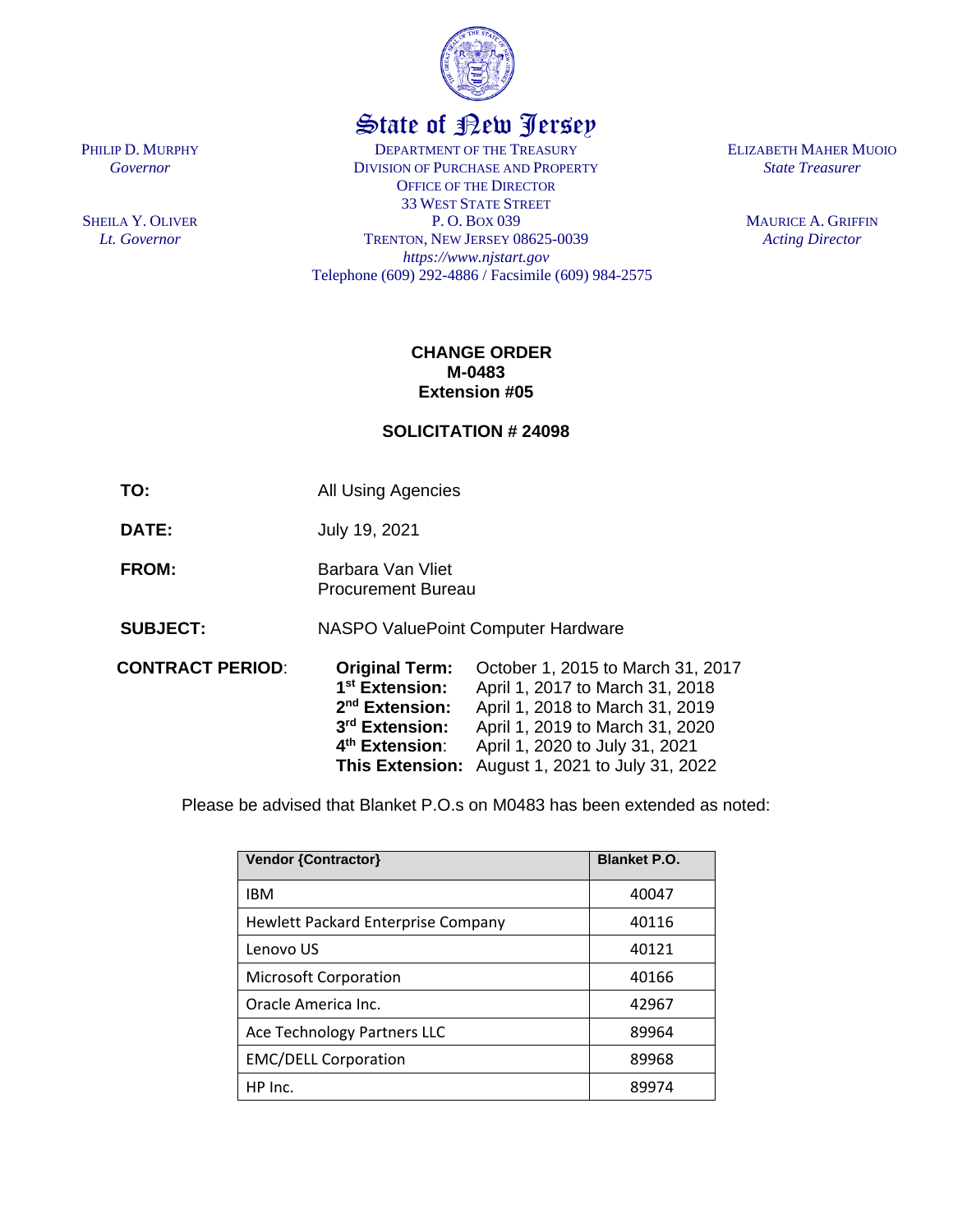# State of New Jersey

PHILIP D. MURPHY
*Governor*

SHEILA Y. OLIVER
*Lt. Governor*

DEPARTMENT OF THE TREASURY
DIVISION OF PURCHASE AND PROPERTY
OFFICE OF THE DIRECTOR
33 WEST STATE STREET
P. O. BOX 039
TRENTON, NEW JERSEY 08625-0039
*https://www.njstart.gov*
Telephone (609) 292-4886 / Facsimile (609) 984-2575

ELIZABETH MAHER MUOIO
*State Treasurer*

MAURICE A. GRIFFIN
*Acting Director*

**CHANGE ORDER**
**M-0483**
**Extension #05**

**SOLICITATION # 24098**

**TO:** All Using Agencies

**DATE:** July 19, 2021

**FROM:** Barbara Van Vliet
Procurement Bureau

**SUBJECT:** NASPO ValuePoint Computer Hardware

**CONTRACT PERIOD:**

| | |
|---|---|
| **Original Term:** | October 1, 2015 to March 31, 2017 |
| **1st Extension:** | April 1, 2017 to March 31, 2018 |
| **2nd Extension:** | April 1, 2018 to March 31, 2019 |
| **3rd Extension:** | April 1, 2019 to March 31, 2020 |
| **4th Extension:** | April 1, 2020 to July 31, 2021 |
| **This Extension:** | August 1, 2021 to July 31, 2022 |

Please be advised that Blanket P.O.s on M0483 has been extended as noted:

| Vendor {Contractor} | Blanket P.O. |
|---|---|
| IBM | 40047 |
| Hewlett Packard Enterprise Company | 40116 |
| Lenovo US | 40121 |
| Microsoft Corporation | 40166 |
| Oracle America Inc. | 42967 |
| Ace Technology Partners LLC | 89964 |
| EMC/DELL Corporation | 89968 |
| HP Inc. | 89974 |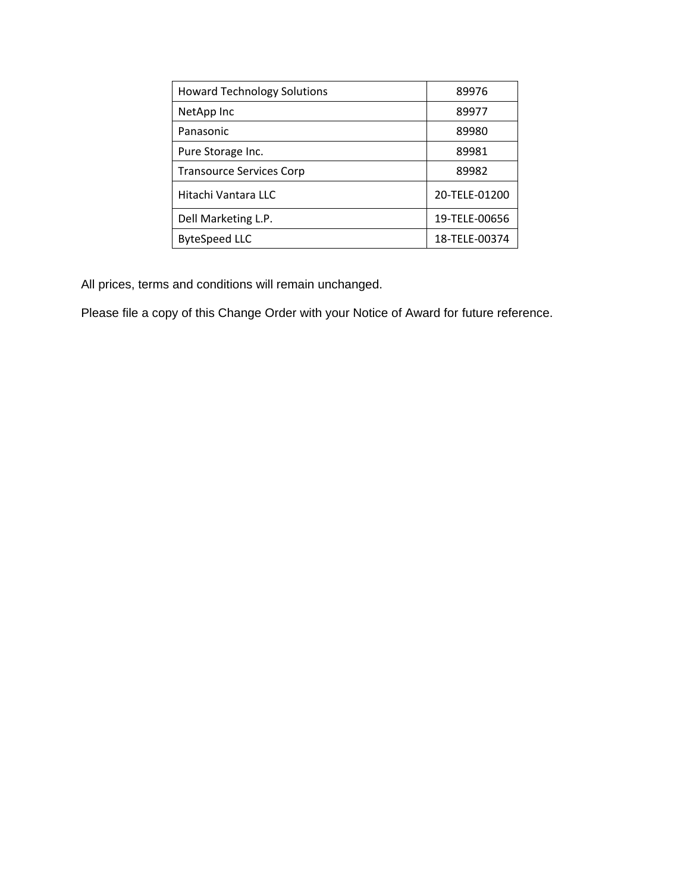| | |
|---|---|
| Howard Technology Solutions | 89976 |
| NetApp Inc | 89977 |
| Panasonic | 89980 |
| Pure Storage Inc. | 89981 |
| Transource Services Corp | 89982 |
| Hitachi Vantara LLC | 20-TELE-01200 |
| Dell Marketing L.P. | 19-TELE-00656 |
| ByteSpeed LLC | 18-TELE-00374 |

All prices, terms and conditions will remain unchanged.

Please file a copy of this Change Order with your Notice of Award for future reference.